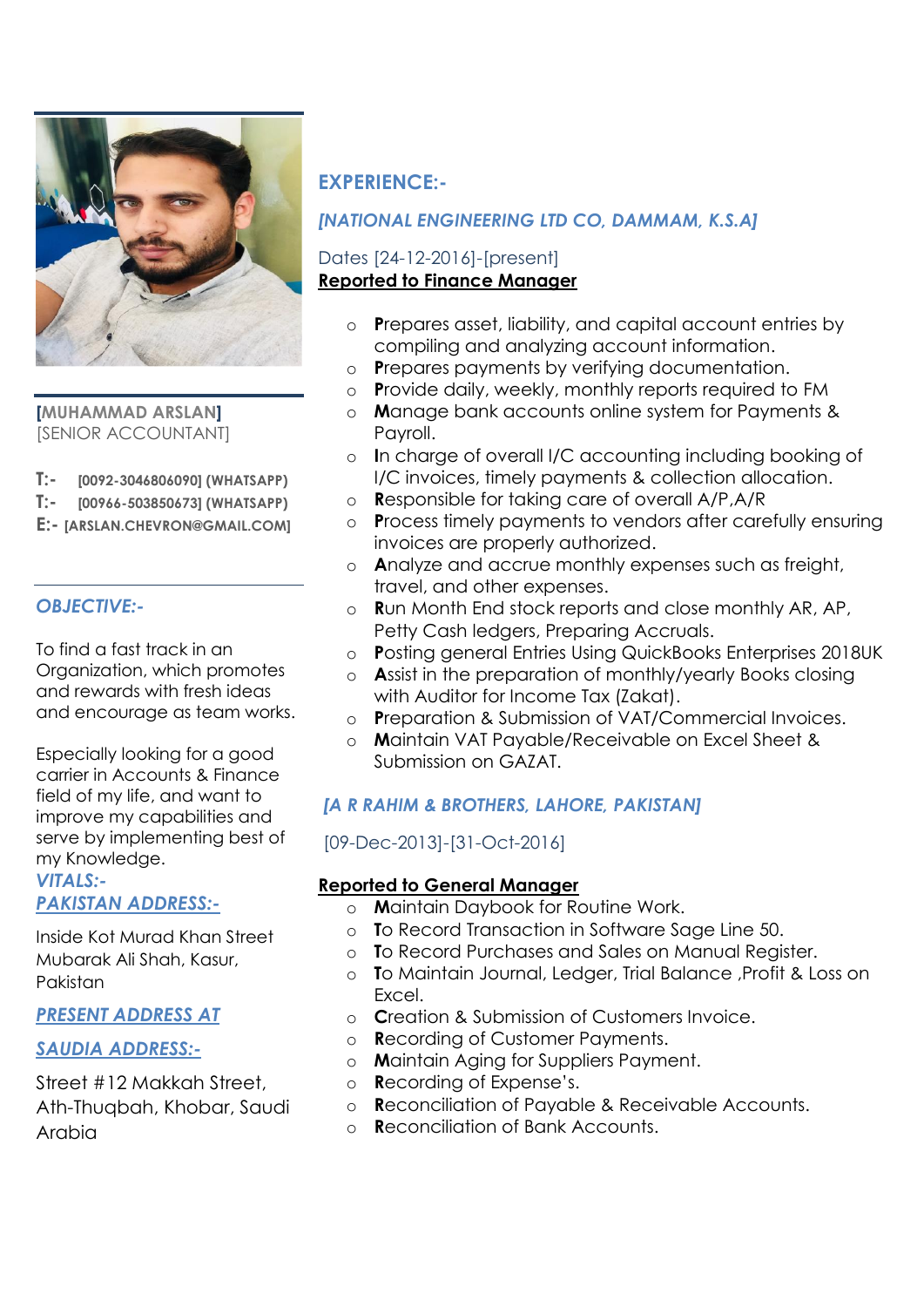**[MUHAMMAD ARSLAN]**
[SENIOR ACCOUNTANT]

**T:-** [0092-3046806090] (WHATSAPP)
**T:-** [00966-503850673] (WHATSAPP)
**E:-** [ARSLAN.CHEVRON@GMAIL.COM]

## *OBJECTIVE:-*

To find a fast track in an Organization, which promotes and rewards with fresh ideas and encourage as team works.

Especially looking for a good carrier in Accounts & Finance field of my life, and want to improve my capabilities and serve by implementing best of my Knowledge.

## *VITALS:-*

### *PAKISTAN ADDRESS:-*

Inside Kot Murad Khan Street Mubarak Ali Shah, Kasur, Pakistan

### *PRESENT ADDRESS AT*

### *SAUDIA ADDRESS:-*

Street #12 Makkah Street, Ath-Thuqbah, Khobar, Saudi Arabia

## EXPERIENCE:-

### *[NATIONAL ENGINEERING LTD CO, DAMMAM, K.S.A]*

Dates [24-12-2016]-[present]
**Reported to Finance Manager**

- **P**repares asset, liability, and capital account entries by compiling and analyzing account information.
- **P**repares payments by verifying documentation.
- **P**rovide daily, weekly, monthly reports required to FM
- **M**anage bank accounts online system for Payments & Payroll.
- **I**n charge of overall I/C accounting including booking of I/C invoices, timely payments & collection allocation.
- **R**esponsible for taking care of overall A/P,A/R
- **P**rocess timely payments to vendors after carefully ensuring invoices are properly authorized.
- **A**nalyze and accrue monthly expenses such as freight, travel, and other expenses.
- **R**un Month End stock reports and close monthly AR, AP, Petty Cash ledgers, Preparing Accruals.
- **P**osting general Entries Using QuickBooks Enterprises 2018UK
- **A**ssist in the preparation of monthly/yearly Books closing with Auditor for Income Tax (Zakat).
- **P**reparation & Submission of VAT/Commercial Invoices.
- **M**aintain VAT Payable/Receivable on Excel Sheet & Submission on GAZAT.

### *[A R RAHIM & BROTHERS, LAHORE, PAKISTAN]*

[09-Dec-2013]-[31-Oct-2016]

**Reported to General Manager**

- **M**aintain Daybook for Routine Work.
- **T**o Record Transaction in Software Sage Line 50.
- **T**o Record Purchases and Sales on Manual Register.
- **T**o Maintain Journal, Ledger, Trial Balance ,Profit & Loss on Excel.
- **C**reation & Submission of Customers Invoice.
- **R**ecording of Customer Payments.
- **M**aintain Aging for Suppliers Payment.
- **R**ecording of Expense's.
- **R**econciliation of Payable & Receivable Accounts.
- **R**econciliation of Bank Accounts.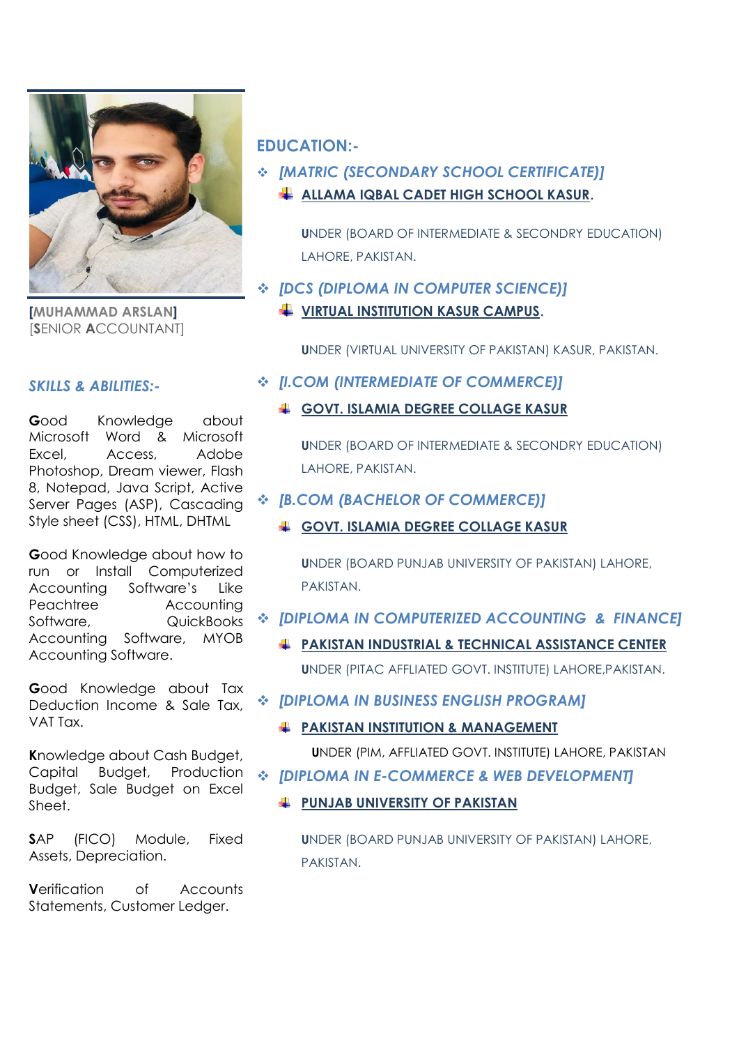[MUHAMMAD ARSLAN]
[SENIOR ACCOUNTANT]

## *SKILLS & ABILITIES:-*

**G**ood Knowledge about Microsoft Word & Microsoft Excel, Access, Adobe Photoshop, Dream viewer, Flash 8, Notepad, Java Script, Active Server Pages (ASP), Cascading Style sheet (CSS), HTML, DHTML

**G**ood Knowledge about how to run or Install Computerized Accounting Software's Like Peachtree Accounting Software, QuickBooks Accounting Software, MYOB Accounting Software.

**G**ood Knowledge about Tax Deduction Income & Sale Tax, VAT Tax.

**K**nowledge about Cash Budget, Capital Budget, Production Budget, Sale Budget on Excel Sheet.

**S**AP (FICO) Module, Fixed Assets, Depreciation.

**V**erification of Accounts Statements, Customer Ledger.

## EDUCATION:-

- ***[MATRIC (SECONDARY SCHOOL CERTIFICATE)]***
  - **ALLAMA IQBAL CADET HIGH SCHOOL KASUR.**

    **U**NDER (BOARD OF INTERMEDIATE & SECONDRY EDUCATION) LAHORE, PAKISTAN.

- ***[DCS (DIPLOMA IN COMPUTER SCIENCE)]***
  - **VIRTUAL INSTITUTION KASUR CAMPUS.**

    **U**NDER (VIRTUAL UNIVERSITY OF PAKISTAN) KASUR, PAKISTAN.

- ***[I.COM (INTERMEDIATE OF COMMERCE)]***
  - **GOVT. ISLAMIA DEGREE COLLAGE KASUR**

    **U**NDER (BOARD OF INTERMEDIATE & SECONDRY EDUCATION) LAHORE, PAKISTAN.

- ***[B.COM (BACHELOR OF COMMERCE)]***
  - **GOVT. ISLAMIA DEGREE COLLAGE KASUR**

    **U**NDER (BOARD PUNJAB UNIVERSITY OF PAKISTAN) LAHORE, PAKISTAN.

- ***[DIPLOMA IN COMPUTERIZED ACCOUNTING & FINANCE]***
  - **PAKISTAN INDUSTRIAL & TECHNICAL ASSISTANCE CENTER**

    **U**NDER (PITAC AFFLIATED GOVT. INSTITUTE) LAHORE,PAKISTAN.

- ***[DIPLOMA IN BUSINESS ENGLISH PROGRAM]***
  - **PAKISTAN INSTITUTION & MANAGEMENT**

    **U**NDER (PIM, AFFLIATED GOVT. INSTITUTE) LAHORE, PAKISTAN

- ***[DIPLOMA IN E-COMMERCE & WEB DEVELOPMENT]***
  - **PUNJAB UNIVERSITY OF PAKISTAN**

    **U**NDER (BOARD PUNJAB UNIVERSITY OF PAKISTAN) LAHORE, PAKISTAN.